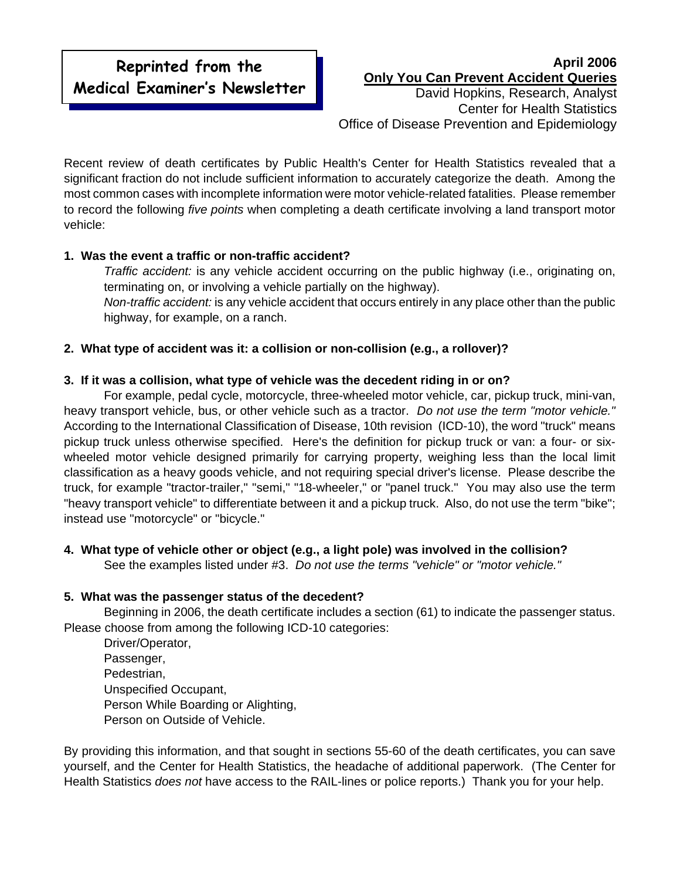**Reprinted from the Medical Examiner's Newsletter**

**April 2006**

# Only You Can Prevent Accident Queries

David Hopkins, Research, Analyst
Center for Health Statistics
Office of Disease Prevention and Epidemiology

Recent review of death certificates by Public Health's Center for Health Statistics revealed that a significant fraction do not include sufficient information to accurately categorize the death. Among the most common cases with incomplete information were motor vehicle-related fatalities. Please remember to record the following *five points* when completing a death certificate involving a land transport motor vehicle:

**1. Was the event a traffic or non-traffic accident?**

*Traffic accident:* is any vehicle accident occurring on the public highway (i.e., originating on, terminating on, or involving a vehicle partially on the highway).
*Non-traffic accident:* is any vehicle accident that occurs entirely in any place other than the public highway, for example, on a ranch.

**2. What type of accident was it: a collision or non-collision (e.g., a rollover)?**

**3. If it was a collision, what type of vehicle was the decedent riding in or on?**

For example, pedal cycle, motorcycle, three-wheeled motor vehicle, car, pickup truck, mini-van, heavy transport vehicle, bus, or other vehicle such as a tractor. *Do not use the term "motor vehicle."* According to the International Classification of Disease, 10th revision (ICD-10), the word "truck" means pickup truck unless otherwise specified. Here's the definition for pickup truck or van: a four- or six-wheeled motor vehicle designed primarily for carrying property, weighing less than the local limit classification as a heavy goods vehicle, and not requiring special driver's license. Please describe the truck, for example "tractor-trailer," "semi," "18-wheeler," or "panel truck." You may also use the term "heavy transport vehicle" to differentiate between it and a pickup truck. Also, do not use the term "bike"; instead use "motorcycle" or "bicycle."

**4. What type of vehicle other or object (e.g., a light pole) was involved in the collision?**

See the examples listed under #3. *Do not use the terms "vehicle" or "motor vehicle."*

**5. What was the passenger status of the decedent?**

Beginning in 2006, the death certificate includes a section (61) to indicate the passenger status. Please choose from among the following ICD-10 categories:

Driver/Operator,
Passenger,
Pedestrian,
Unspecified Occupant,
Person While Boarding or Alighting,
Person on Outside of Vehicle.

By providing this information, and that sought in sections 55-60 of the death certificates, you can save yourself, and the Center for Health Statistics, the headache of additional paperwork. (The Center for Health Statistics *does not* have access to the RAIL-lines or police reports.) Thank you for your help.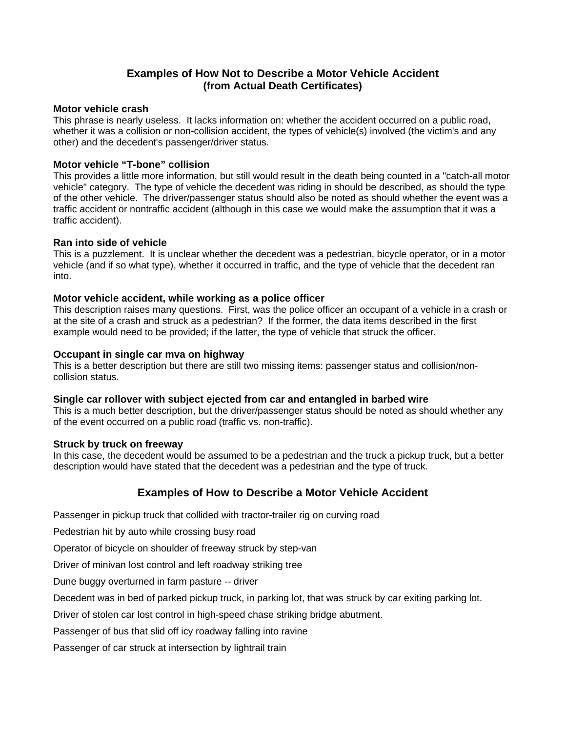## Examples of How Not to Describe a Motor Vehicle Accident (from Actual Death Certificates)

**Motor vehicle crash**
This phrase is nearly useless. It lacks information on: whether the accident occurred on a public road, whether it was a collision or non-collision accident, the types of vehicle(s) involved (the victim's and any other) and the decedent's passenger/driver status.

**Motor vehicle "T-bone" collision**
This provides a little more information, but still would result in the death being counted in a "catch-all motor vehicle" category. The type of vehicle the decedent was riding in should be described, as should the type of the other vehicle. The driver/passenger status should also be noted as should whether the event was a traffic accident or nontraffic accident (although in this case we would make the assumption that it was a traffic accident).

**Ran into side of vehicle**
This is a puzzlement. It is unclear whether the decedent was a pedestrian, bicycle operator, or in a motor vehicle (and if so what type), whether it occurred in traffic, and the type of vehicle that the decedent ran into.

**Motor vehicle accident, while working as a police officer**
This description raises many questions. First, was the police officer an occupant of a vehicle in a crash or at the site of a crash and struck as a pedestrian? If the former, the data items described in the first example would need to be provided; if the latter, the type of vehicle that struck the officer.

**Occupant in single car mva on highway**
This is a better description but there are still two missing items: passenger status and collision/non-collision status.

**Single car rollover with subject ejected from car and entangled in barbed wire**
This is a much better description, but the driver/passenger status should be noted as should whether any of the event occurred on a public road (traffic vs. non-traffic).

**Struck by truck on freeway**
In this case, the decedent would be assumed to be a pedestrian and the truck a pickup truck, but a better description would have stated that the decedent was a pedestrian and the type of truck.

## Examples of How to Describe a Motor Vehicle Accident

Passenger in pickup truck that collided with tractor-trailer rig on curving road

Pedestrian hit by auto while crossing busy road

Operator of bicycle on shoulder of freeway struck by step-van

Driver of minivan lost control and left roadway striking tree

Dune buggy overturned in farm pasture -- driver

Decedent was in bed of parked pickup truck, in parking lot, that was struck by car exiting parking lot.

Driver of stolen car lost control in high-speed chase striking bridge abutment.

Passenger of bus that slid off icy roadway falling into ravine

Passenger of car struck at intersection by lightrail train